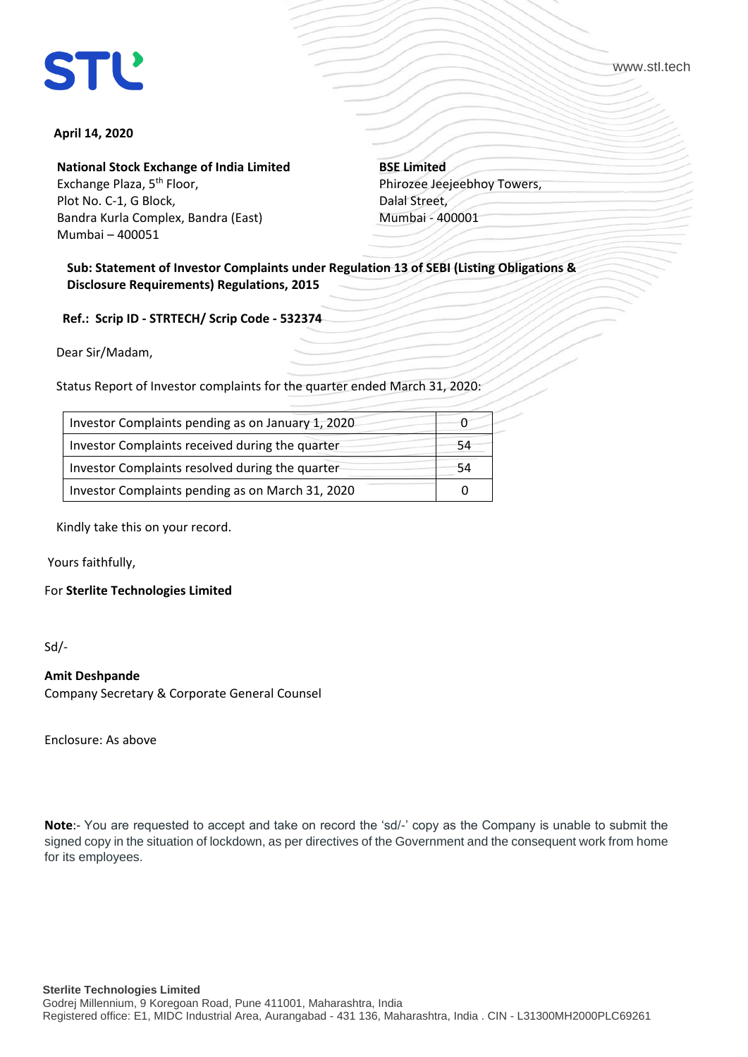STL

www.stl.tech

**April 14, 2020**

**National Stock Exchange of India Limited**
Exchange Plaza, 5th Floor,
Plot No. C-1, G Block,
Bandra Kurla Complex, Bandra (East)
Mumbai – 400051

**BSE Limited**
Phirozee Jeejeebhoy Towers,
Dalal Street,
Mumbai - 400001

**Sub: Statement of Investor Complaints under Regulation 13 of SEBI (Listing Obligations & Disclosure Requirements) Regulations, 2015**

**Ref.: Scrip ID - STRTECH/ Scrip Code - 532374**

Dear Sir/Madam,

Status Report of Investor complaints for the quarter ended March 31, 2020:

| | |
|---|---|
| Investor Complaints pending as on January 1, 2020 | 0 |
| Investor Complaints received during the quarter | 54 |
| Investor Complaints resolved during the quarter | 54 |
| Investor Complaints pending as on March 31, 2020 | 0 |

Kindly take this on your record.

Yours faithfully,

For **Sterlite Technologies Limited**

Sd/-

**Amit Deshpande**
Company Secretary & Corporate General Counsel

Enclosure: As above

**Note**:- You are requested to accept and take on record the 'sd/-' copy as the Company is unable to submit the signed copy in the situation of lockdown, as per directives of the Government and the consequent work from home for its employees.

**Sterlite Technologies Limited**
Godrej Millennium, 9 Koregoan Road, Pune 411001, Maharashtra, India
Registered office: E1, MIDC Industrial Area, Aurangabad - 431 136, Maharashtra, India . CIN - L31300MH2000PLC69261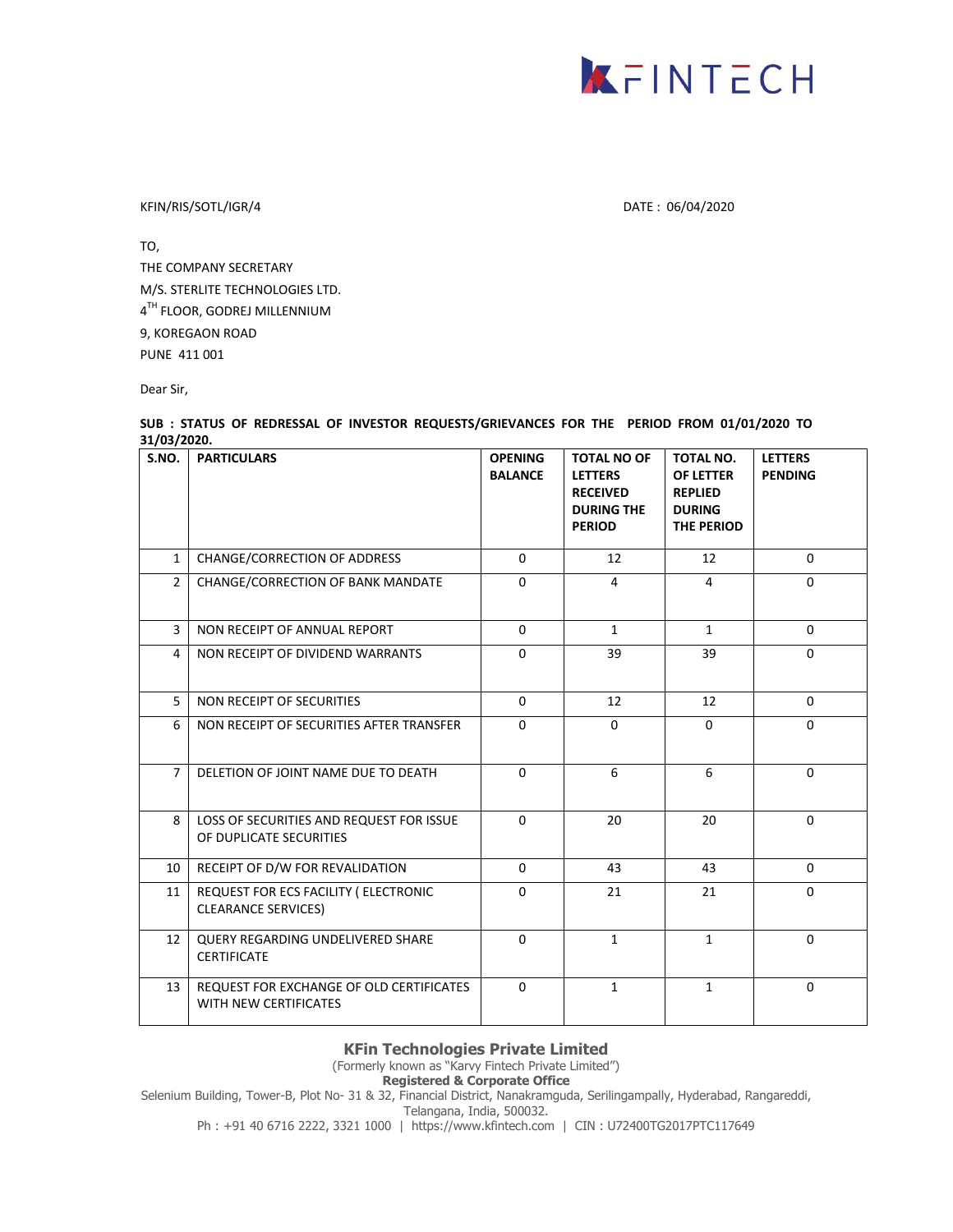KFIN/RIS/SOTL/IGR/4

DATE : 06/04/2020

TO,
THE COMPANY SECRETARY
M/S. STERLITE TECHNOLOGIES LTD.
4TH FLOOR, GODREJ MILLENNIUM
9, KOREGAON ROAD
PUNE 411 001

Dear Sir,

**SUB : STATUS OF REDRESSAL OF INVESTOR REQUESTS/GRIEVANCES FOR THE PERIOD FROM 01/01/2020 TO 31/03/2020.**

| S.NO. | PARTICULARS | OPENING BALANCE | TOTAL NO OF LETTERS RECEIVED DURING THE PERIOD | TOTAL NO. OF LETTER REPLIED DURING THE PERIOD | LETTERS PENDING |
|---|---|---|---|---|---|
| 1 | CHANGE/CORRECTION OF ADDRESS | 0 | 12 | 12 | 0 |
| 2 | CHANGE/CORRECTION OF BANK MANDATE | 0 | 4 | 4 | 0 |
| 3 | NON RECEIPT OF ANNUAL REPORT | 0 | 1 | 1 | 0 |
| 4 | NON RECEIPT OF DIVIDEND WARRANTS | 0 | 39 | 39 | 0 |
| 5 | NON RECEIPT OF SECURITIES | 0 | 12 | 12 | 0 |
| 6 | NON RECEIPT OF SECURITIES AFTER TRANSFER | 0 | 0 | 0 | 0 |
| 7 | DELETION OF JOINT NAME DUE TO DEATH | 0 | 6 | 6 | 0 |
| 8 | LOSS OF SECURITIES AND REQUEST FOR ISSUE OF DUPLICATE SECURITIES | 0 | 20 | 20 | 0 |
| 10 | RECEIPT OF D/W FOR REVALIDATION | 0 | 43 | 43 | 0 |
| 11 | REQUEST FOR ECS FACILITY ( ELECTRONIC CLEARANCE SERVICES) | 0 | 21 | 21 | 0 |
| 12 | QUERY REGARDING UNDELIVERED SHARE CERTIFICATE | 0 | 1 | 1 | 0 |
| 13 | REQUEST FOR EXCHANGE OF OLD CERTIFICATES WITH NEW CERTIFICATES | 0 | 1 | 1 | 0 |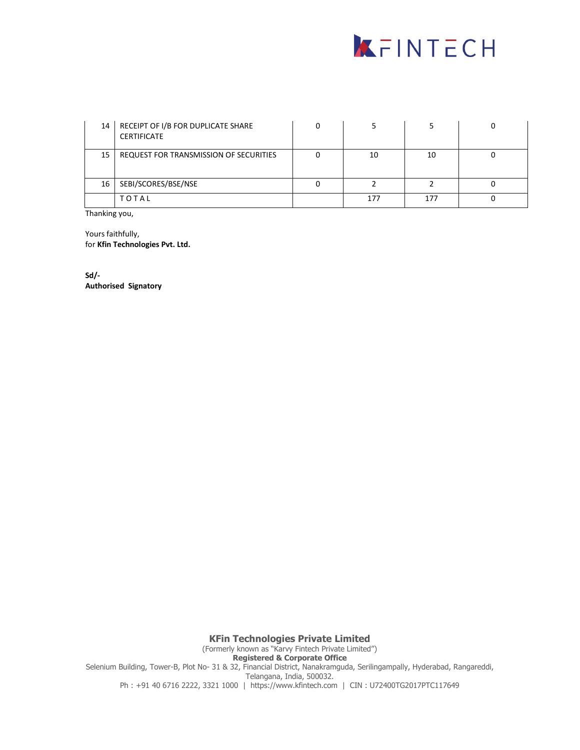| 14 | RECEIPT OF I/B FOR DUPLICATE SHARE CERTIFICATE | 0 | 5 | 5 | 0 |
|---|---|---|---|---|---|
| 15 | REQUEST FOR TRANSMISSION OF SECURITIES | 0 | 10 | 10 | 0 |
| 16 | SEBI/SCORES/BSE/NSE | 0 | 2 | 2 | 0 |
| | TOTAL | | 177 | 177 | 0 |

Thanking you,

Yours faithfully,
for **Kfin Technologies Pvt. Ltd.**

**Sd/-**
**Authorised Signatory**

**KFin Technologies Private Limited**
(Formerly known as "Karvy Fintech Private Limited")
**Registered & Corporate Office**
Selenium Building, Tower-B, Plot No- 31 & 32, Financial District, Nanakramguda, Serilingampally, Hyderabad, Rangareddi, Telangana, India, 500032.
Ph : +91 40 6716 2222, 3321 1000 | https://www.kfintech.com | CIN : U72400TG2017PTC117649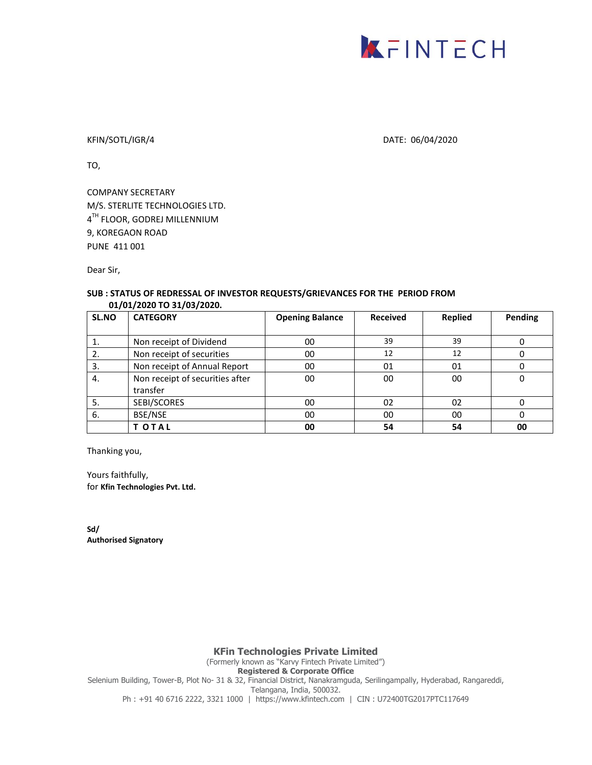KFINTECH

KFIN/SOTL/IGR/4 DATE: 06/04/2020

TO,

COMPANY SECRETARY
M/S. STERLITE TECHNOLOGIES LTD.
4TH FLOOR, GODREJ MILLENNIUM
9, KOREGAON ROAD
PUNE 411 001

Dear Sir,

**SUB : STATUS OF REDRESSAL OF INVESTOR REQUESTS/GRIEVANCES FOR THE PERIOD FROM 01/01/2020 TO 31/03/2020.**

| SL.NO | CATEGORY | Opening Balance | Received | Replied | Pending |
|---|---|---|---|---|---|
| 1. | Non receipt of Dividend | 00 | 39 | 39 | 0 |
| 2. | Non receipt of securities | 00 | 12 | 12 | 0 |
| 3. | Non receipt of Annual Report | 00 | 01 | 01 | 0 |
| 4. | Non receipt of securities after transfer | 00 | 00 | 00 | 0 |
| 5. | SEBI/SCORES | 00 | 02 | 02 | 0 |
| 6. | BSE/NSE | 00 | 00 | 00 | 0 |
| | **T O T A L** | **00** | **54** | **54** | **00** |

Thanking you,

Yours faithfully,
for **Kfin Technologies Pvt. Ltd.**

**Sd/**
**Authorised Signatory**

**KFin Technologies Private Limited**
(Formerly known as "Karvy Fintech Private Limited")
**Registered & Corporate Office**
Selenium Building, Tower-B, Plot No- 31 & 32, Financial District, Nanakramguda, Serilingampally, Hyderabad, Rangareddi, Telangana, India, 500032.
Ph : +91 40 6716 2222, 3321 1000 | https://www.kfintech.com | CIN : U72400TG2017PTC117649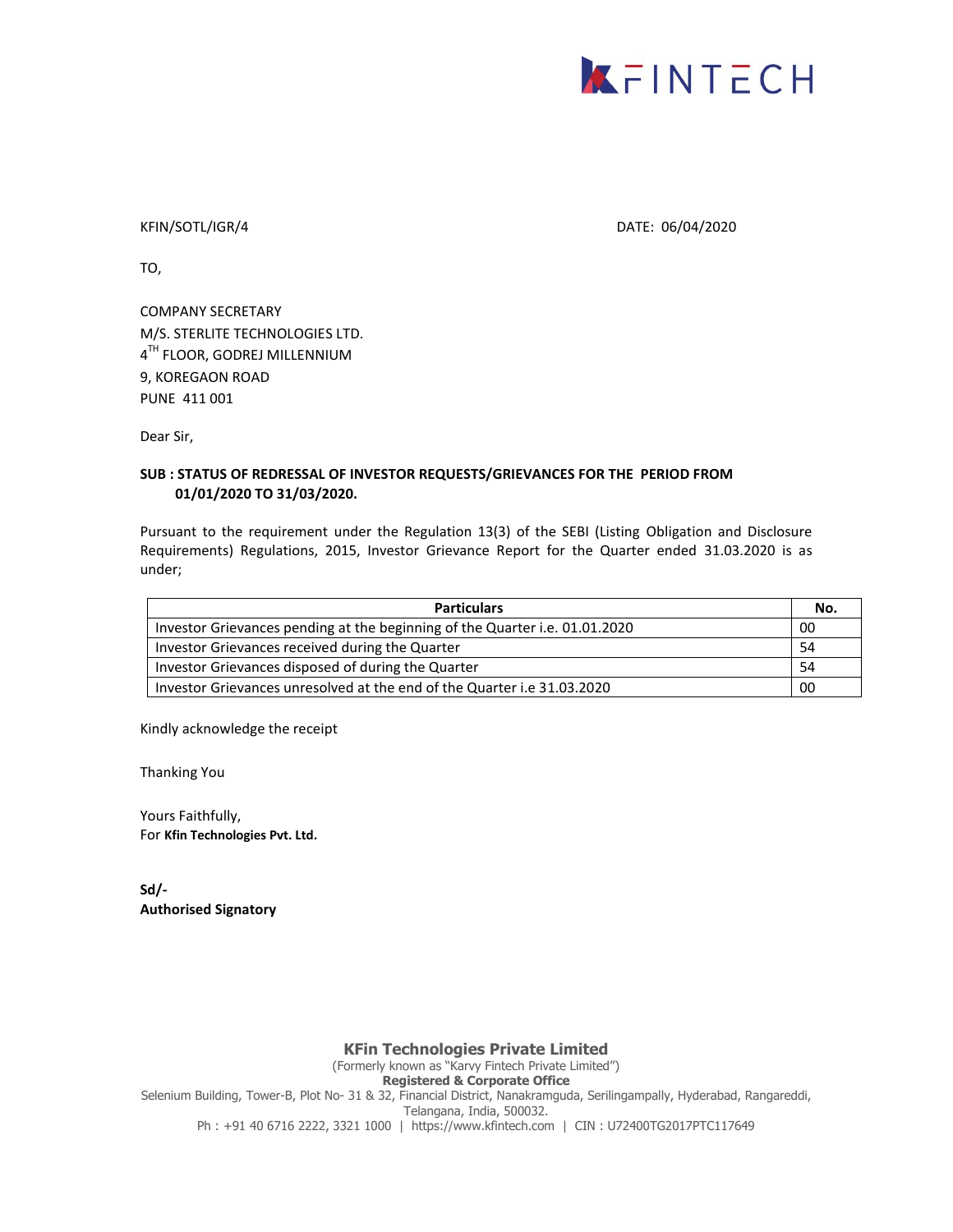KFINTECH

KFIN/SOTL/IGR/4 DATE: 06/04/2020

TO,

COMPANY SECRETARY
M/S. STERLITE TECHNOLOGIES LTD.
4TH FLOOR, GODREJ MILLENNIUM
9, KOREGAON ROAD
PUNE 411 001

Dear Sir,

**SUB : STATUS OF REDRESSAL OF INVESTOR REQUESTS/GRIEVANCES FOR THE PERIOD FROM 01/01/2020 TO 31/03/2020.**

Pursuant to the requirement under the Regulation 13(3) of the SEBI (Listing Obligation and Disclosure Requirements) Regulations, 2015, Investor Grievance Report for the Quarter ended 31.03.2020 is as under;

| Particulars | No. |
|---|---|
| Investor Grievances pending at the beginning of the Quarter i.e. 01.01.2020 | 00 |
| Investor Grievances received during the Quarter | 54 |
| Investor Grievances disposed of during the Quarter | 54 |
| Investor Grievances unresolved at the end of the Quarter i.e 31.03.2020 | 00 |

Kindly acknowledge the receipt

Thanking You

Yours Faithfully,
For **Kfin Technologies Pvt. Ltd.**

**Sd/-**
**Authorised Signatory**

**KFin Technologies Private Limited**
(Formerly known as "Karvy Fintech Private Limited")
**Registered & Corporate Office**
Selenium Building, Tower-B, Plot No- 31 & 32, Financial District, Nanakramguda, Serilingampally, Hyderabad, Rangareddi, Telangana, India, 500032.
Ph : +91 40 6716 2222, 3321 1000 | https://www.kfintech.com | CIN : U72400TG2017PTC117649